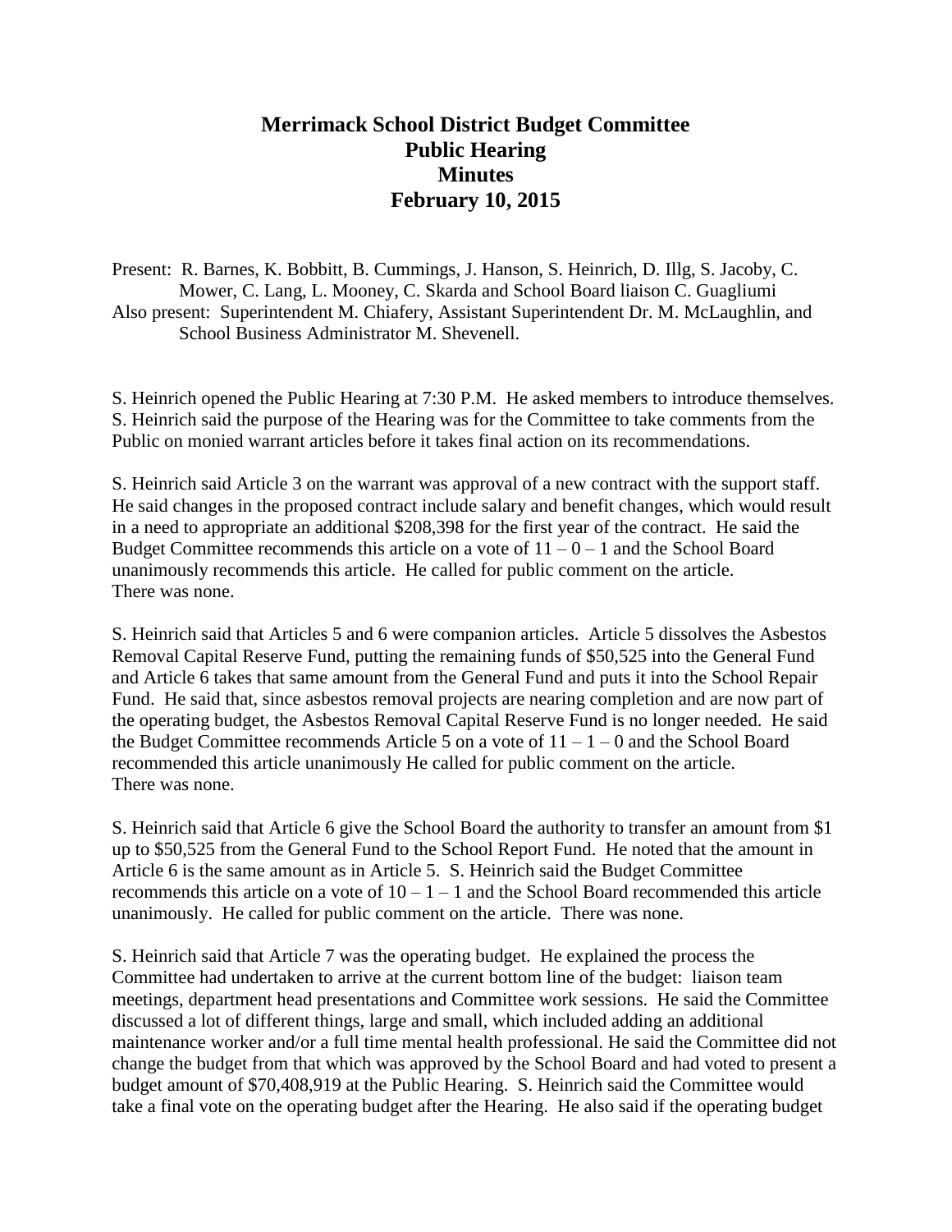# Merrimack School District Budget Committee
# Public Hearing
# Minutes
# February 10, 2015

Present: R. Barnes, K. Bobbitt, B. Cummings, J. Hanson, S. Heinrich, D. Illg, S. Jacoby, C. Mower, C. Lang, L. Mooney, C. Skarda and School Board liaison C. Guagliumi

Also present: Superintendent M. Chiafery, Assistant Superintendent Dr. M. McLaughlin, and School Business Administrator M. Shevenell.

S. Heinrich opened the Public Hearing at 7:30 P.M. He asked members to introduce themselves. S. Heinrich said the purpose of the Hearing was for the Committee to take comments from the Public on monied warrant articles before it takes final action on its recommendations.

S. Heinrich said Article 3 on the warrant was approval of a new contract with the support staff. He said changes in the proposed contract include salary and benefit changes, which would result in a need to appropriate an additional $208,398 for the first year of the contract. He said the Budget Committee recommends this article on a vote of 11 – 0 – 1 and the School Board unanimously recommends this article. He called for public comment on the article. There was none.

S. Heinrich said that Articles 5 and 6 were companion articles. Article 5 dissolves the Asbestos Removal Capital Reserve Fund, putting the remaining funds of $50,525 into the General Fund and Article 6 takes that same amount from the General Fund and puts it into the School Repair Fund. He said that, since asbestos removal projects are nearing completion and are now part of the operating budget, the Asbestos Removal Capital Reserve Fund is no longer needed. He said the Budget Committee recommends Article 5 on a vote of 11 – 1 – 0 and the School Board recommended this article unanimously He called for public comment on the article. There was none.

S. Heinrich said that Article 6 give the School Board the authority to transfer an amount from $1 up to $50,525 from the General Fund to the School Report Fund. He noted that the amount in Article 6 is the same amount as in Article 5. S. Heinrich said the Budget Committee recommends this article on a vote of 10 – 1 – 1 and the School Board recommended this article unanimously. He called for public comment on the article. There was none.

S. Heinrich said that Article 7 was the operating budget. He explained the process the Committee had undertaken to arrive at the current bottom line of the budget: liaison team meetings, department head presentations and Committee work sessions. He said the Committee discussed a lot of different things, large and small, which included adding an additional maintenance worker and/or a full time mental health professional. He said the Committee did not change the budget from that which was approved by the School Board and had voted to present a budget amount of $70,408,919 at the Public Hearing. S. Heinrich said the Committee would take a final vote on the operating budget after the Hearing. He also said if the operating budget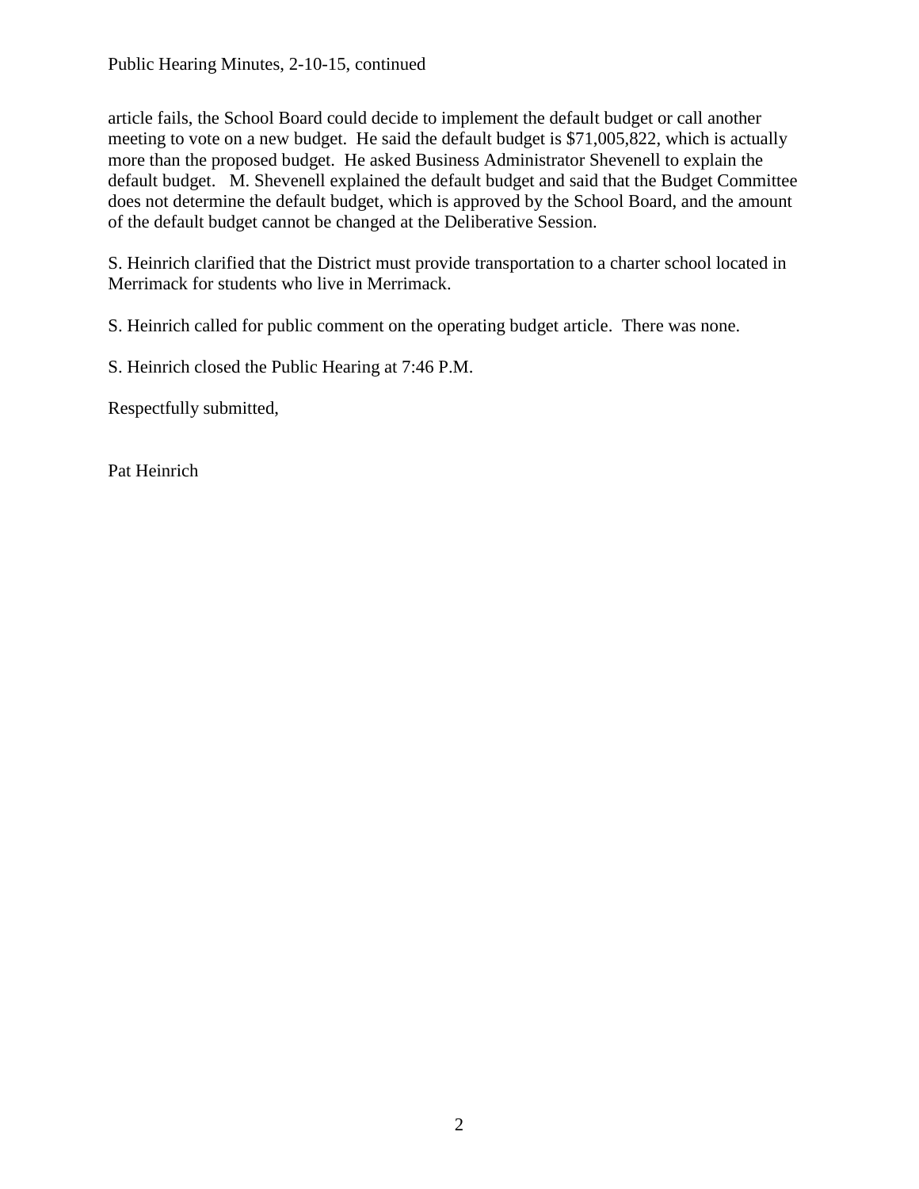article fails, the School Board could decide to implement the default budget or call another meeting to vote on a new budget. He said the default budget is $71,005,822, which is actually more than the proposed budget. He asked Business Administrator Shevenell to explain the default budget. M. Shevenell explained the default budget and said that the Budget Committee does not determine the default budget, which is approved by the School Board, and the amount of the default budget cannot be changed at the Deliberative Session.

S. Heinrich clarified that the District must provide transportation to a charter school located in Merrimack for students who live in Merrimack.

S. Heinrich called for public comment on the operating budget article. There was none.

S. Heinrich closed the Public Hearing at 7:46 P.M.

Respectfully submitted,

Pat Heinrich